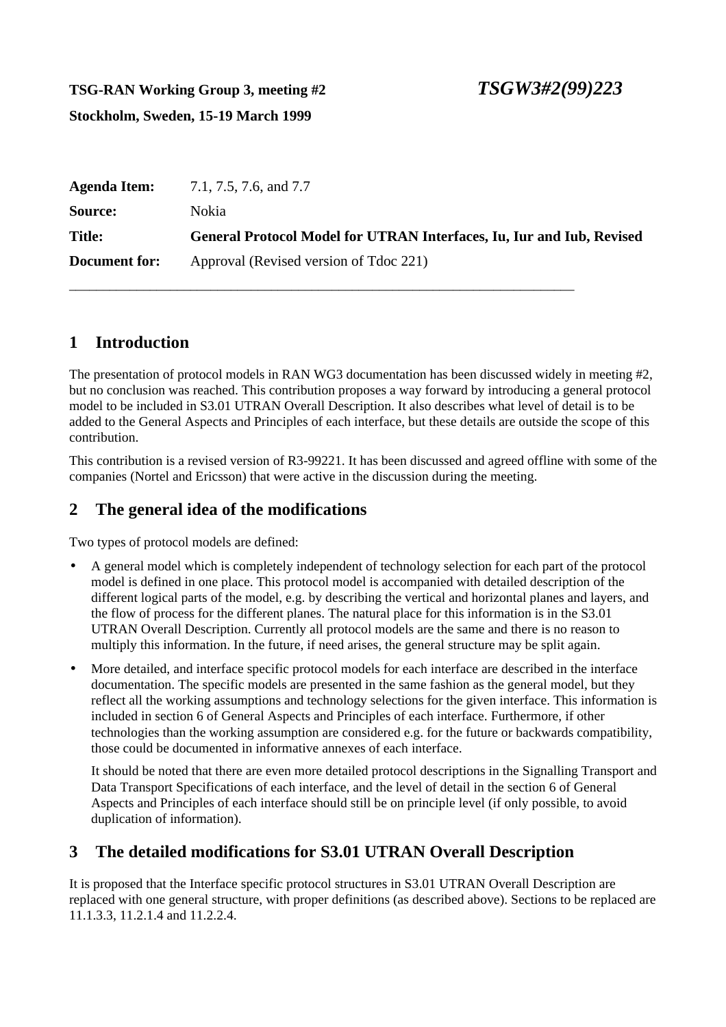**TSG-RAN Working Group 3, meeting #2** ***TSGW3#2(99)223***

**Stockholm, Sweden, 15-19 March 1999**

| | |
|---|---|
| **Agenda Item:** | 7.1, 7.5, 7.6, and 7.7 |
| **Source:** | Nokia |
| **Title:** | **General Protocol Model for UTRAN Interfaces, Iu, Iur and Iub, Revised** |
| **Document for:** | Approval (Revised version of Tdoc 221) |

---

# 1 Introduction

The presentation of protocol models in RAN WG3 documentation has been discussed widely in meeting #2, but no conclusion was reached. This contribution proposes a way forward by introducing a general protocol model to be included in S3.01 UTRAN Overall Description. It also describes what level of detail is to be added to the General Aspects and Principles of each interface, but these details are outside the scope of this contribution.

This contribution is a revised version of R3-99221. It has been discussed and agreed offline with some of the companies (Nortel and Ericsson) that were active in the discussion during the meeting.

# 2 The general idea of the modifications

Two types of protocol models are defined:

- A general model which is completely independent of technology selection for each part of the protocol model is defined in one place. This protocol model is accompanied with detailed description of the different logical parts of the model, e.g. by describing the vertical and horizontal planes and layers, and the flow of process for the different planes. The natural place for this information is in the S3.01 UTRAN Overall Description. Currently all protocol models are the same and there is no reason to multiply this information. In the future, if need arises, the general structure may be split again.
- More detailed, and interface specific protocol models for each interface are described in the interface documentation. The specific models are presented in the same fashion as the general model, but they reflect all the working assumptions and technology selections for the given interface. This information is included in section 6 of General Aspects and Principles of each interface. Furthermore, if other technologies than the working assumption are considered e.g. for the future or backwards compatibility, those could be documented in informative annexes of each interface.

  It should be noted that there are even more detailed protocol descriptions in the Signalling Transport and Data Transport Specifications of each interface, and the level of detail in the section 6 of General Aspects and Principles of each interface should still be on principle level (if only possible, to avoid duplication of information).

# 3 The detailed modifications for S3.01 UTRAN Overall Description

It is proposed that the Interface specific protocol structures in S3.01 UTRAN Overall Description are replaced with one general structure, with proper definitions (as described above). Sections to be replaced are 11.1.3.3, 11.2.1.4 and 11.2.2.4.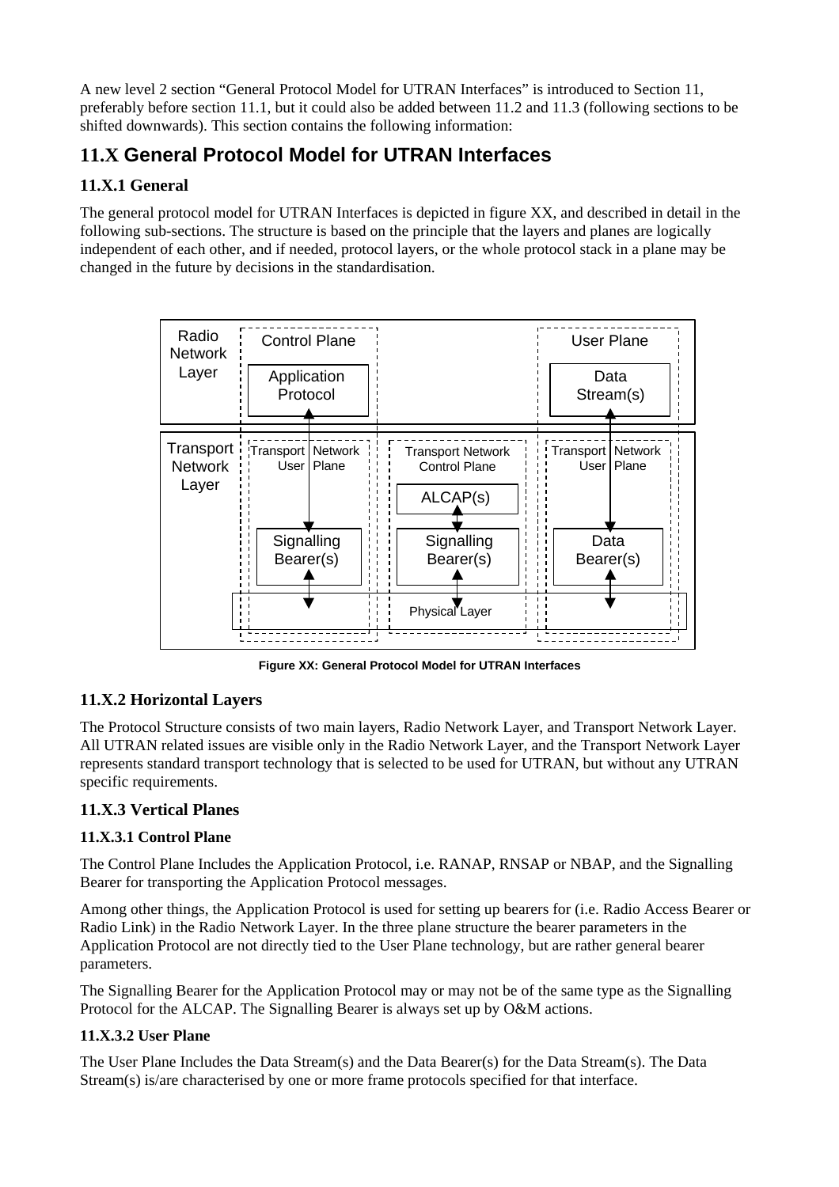A new level 2 section "General Protocol Model for UTRAN Interfaces" is introduced to Section 11, preferably before section 11.1, but it could also be added between 11.2 and 11.3 (following sections to be shifted downwards). This section contains the following information:

## 11.X General Protocol Model for UTRAN Interfaces

### 11.X.1 General

The general protocol model for UTRAN Interfaces is depicted in figure XX, and described in detail in the following sub-sections. The structure is based on the principle that the layers and planes are logically independent of each other, and if needed, protocol layers, or the whole protocol stack in a plane may be changed in the future by decisions in the standardisation.

Radio Network Layer | Control Plane | User Plane | Application Protocol | Data Stream(s) | Transport Network Layer | Transport Network User Plane | Transport Network Control Plane | Transport Network User Plane | ALCAP(s) | Signalling Bearer(s) | Signalling Bearer(s) | Data Bearer(s) | Physical Layer

**Figure XX: General Protocol Model for UTRAN Interfaces**

### 11.X.2 Horizontal Layers

The Protocol Structure consists of two main layers, Radio Network Layer, and Transport Network Layer. All UTRAN related issues are visible only in the Radio Network Layer, and the Transport Network Layer represents standard transport technology that is selected to be used for UTRAN, but without any UTRAN specific requirements.

### 11.X.3 Vertical Planes

#### 11.X.3.1 Control Plane

The Control Plane Includes the Application Protocol, i.e. RANAP, RNSAP or NBAP, and the Signalling Bearer for transporting the Application Protocol messages.

Among other things, the Application Protocol is used for setting up bearers for (i.e. Radio Access Bearer or Radio Link) in the Radio Network Layer. In the three plane structure the bearer parameters in the Application Protocol are not directly tied to the User Plane technology, but are rather general bearer parameters.

The Signalling Bearer for the Application Protocol may or may not be of the same type as the Signalling Protocol for the ALCAP. The Signalling Bearer is always set up by O&M actions.

#### 11.X.3.2 User Plane

The User Plane Includes the Data Stream(s) and the Data Bearer(s) for the Data Stream(s). The Data Stream(s) is/are characterised by one or more frame protocols specified for that interface.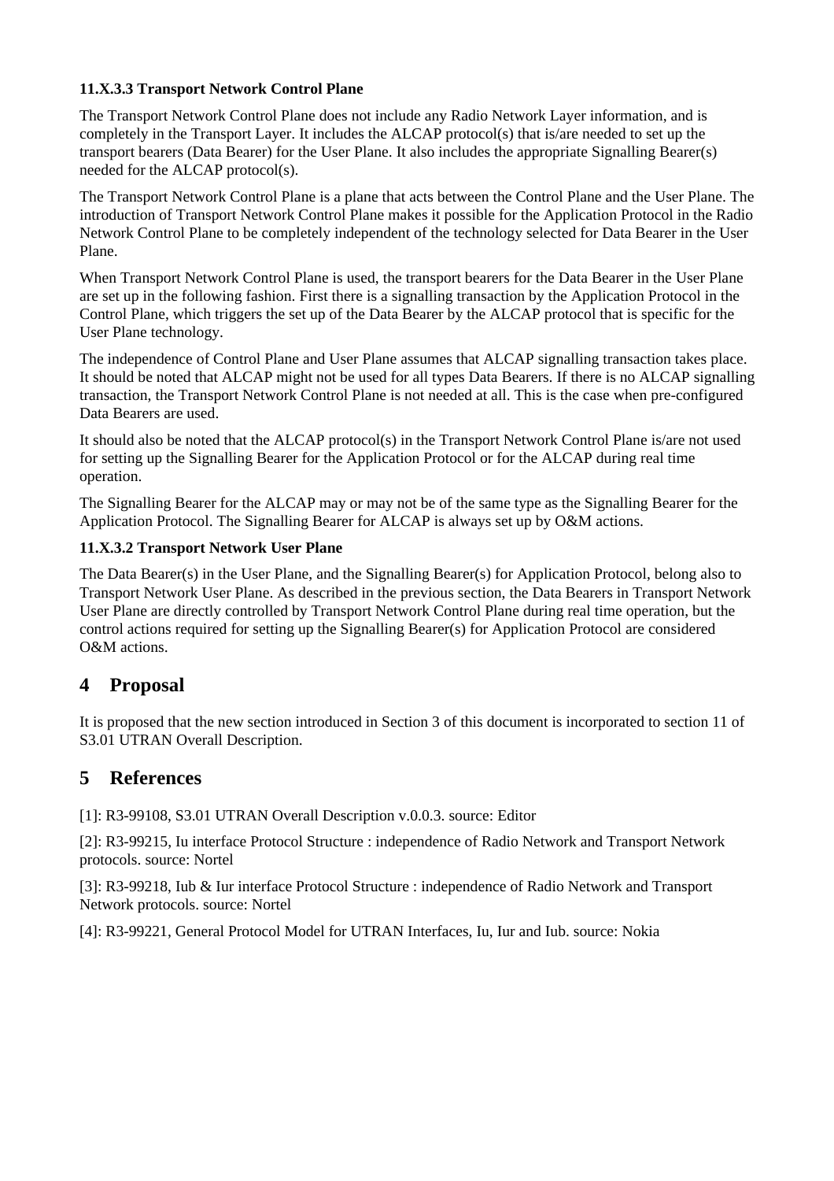**11.X.3.3 Transport Network Control Plane**

The Transport Network Control Plane does not include any Radio Network Layer information, and is completely in the Transport Layer. It includes the ALCAP protocol(s) that is/are needed to set up the transport bearers (Data Bearer) for the User Plane. It also includes the appropriate Signalling Bearer(s) needed for the ALCAP protocol(s).

The Transport Network Control Plane is a plane that acts between the Control Plane and the User Plane. The introduction of Transport Network Control Plane makes it possible for the Application Protocol in the Radio Network Control Plane to be completely independent of the technology selected for Data Bearer in the User Plane.

When Transport Network Control Plane is used, the transport bearers for the Data Bearer in the User Plane are set up in the following fashion. First there is a signalling transaction by the Application Protocol in the Control Plane, which triggers the set up of the Data Bearer by the ALCAP protocol that is specific for the User Plane technology.

The independence of Control Plane and User Plane assumes that ALCAP signalling transaction takes place. It should be noted that ALCAP might not be used for all types Data Bearers. If there is no ALCAP signalling transaction, the Transport Network Control Plane is not needed at all. This is the case when pre-configured Data Bearers are used.

It should also be noted that the ALCAP protocol(s) in the Transport Network Control Plane is/are not used for setting up the Signalling Bearer for the Application Protocol or for the ALCAP during real time operation.

The Signalling Bearer for the ALCAP may or may not be of the same type as the Signalling Bearer for the Application Protocol. The Signalling Bearer for ALCAP is always set up by O&M actions.

**11.X.3.2 Transport Network User Plane**

The Data Bearer(s) in the User Plane, and the Signalling Bearer(s) for Application Protocol, belong also to Transport Network User Plane. As described in the previous section, the Data Bearers in Transport Network User Plane are directly controlled by Transport Network Control Plane during real time operation, but the control actions required for setting up the Signalling Bearer(s) for Application Protocol are considered O&M actions.

# 4 Proposal

It is proposed that the new section introduced in Section 3 of this document is incorporated to section 11 of S3.01 UTRAN Overall Description.

# 5 References

[1]: R3-99108, S3.01 UTRAN Overall Description v.0.0.3. source: Editor

[2]: R3-99215, Iu interface Protocol Structure : independence of Radio Network and Transport Network protocols. source: Nortel

[3]: R3-99218, Iub & Iur interface Protocol Structure : independence of Radio Network and Transport Network protocols. source: Nortel

[4]: R3-99221, General Protocol Model for UTRAN Interfaces, Iu, Iur and Iub. source: Nokia